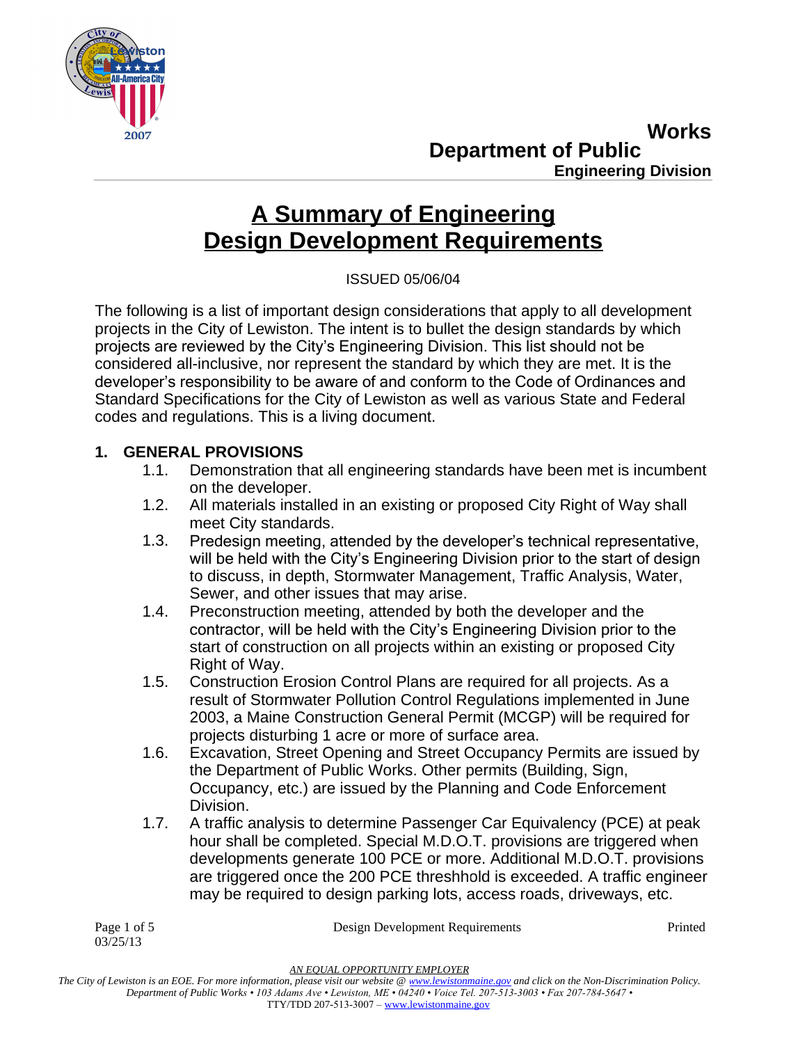Department of Public Works
**Engineering Division**

# A Summary of Engineering Design Development Requirements

ISSUED 05/06/04

The following is a list of important design considerations that apply to all development projects in the City of Lewiston. The intent is to bullet the design standards by which projects are reviewed by the City's Engineering Division. This list should not be considered all-inclusive, nor represent the standard by which they are met. It is the developer's responsibility to be aware of and conform to the Code of Ordinances and Standard Specifications for the City of Lewiston as well as various State and Federal codes and regulations. This is a living document.

## 1. GENERAL PROVISIONS

- 1.1. Demonstration that all engineering standards have been met is incumbent on the developer.
- 1.2. All materials installed in an existing or proposed City Right of Way shall meet City standards.
- 1.3. Predesign meeting, attended by the developer's technical representative, will be held with the City's Engineering Division prior to the start of design to discuss, in depth, Stormwater Management, Traffic Analysis, Water, Sewer, and other issues that may arise.
- 1.4. Preconstruction meeting, attended by both the developer and the contractor, will be held with the City's Engineering Division prior to the start of construction on all projects within an existing or proposed City Right of Way.
- 1.5. Construction Erosion Control Plans are required for all projects. As a result of Stormwater Pollution Control Regulations implemented in June 2003, a Maine Construction General Permit (MCGP) will be required for projects disturbing 1 acre or more of surface area.
- 1.6. Excavation, Street Opening and Street Occupancy Permits are issued by the Department of Public Works. Other permits (Building, Sign, Occupancy, etc.) are issued by the Planning and Code Enforcement Division.
- 1.7. A traffic analysis to determine Passenger Car Equivalency (PCE) at peak hour shall be completed. Special M.D.O.T. provisions are triggered when developments generate 100 PCE or more. Additional M.D.O.T. provisions are triggered once the 200 PCE threshhold is exceeded. A traffic engineer may be required to design parking lots, access roads, driveways, etc.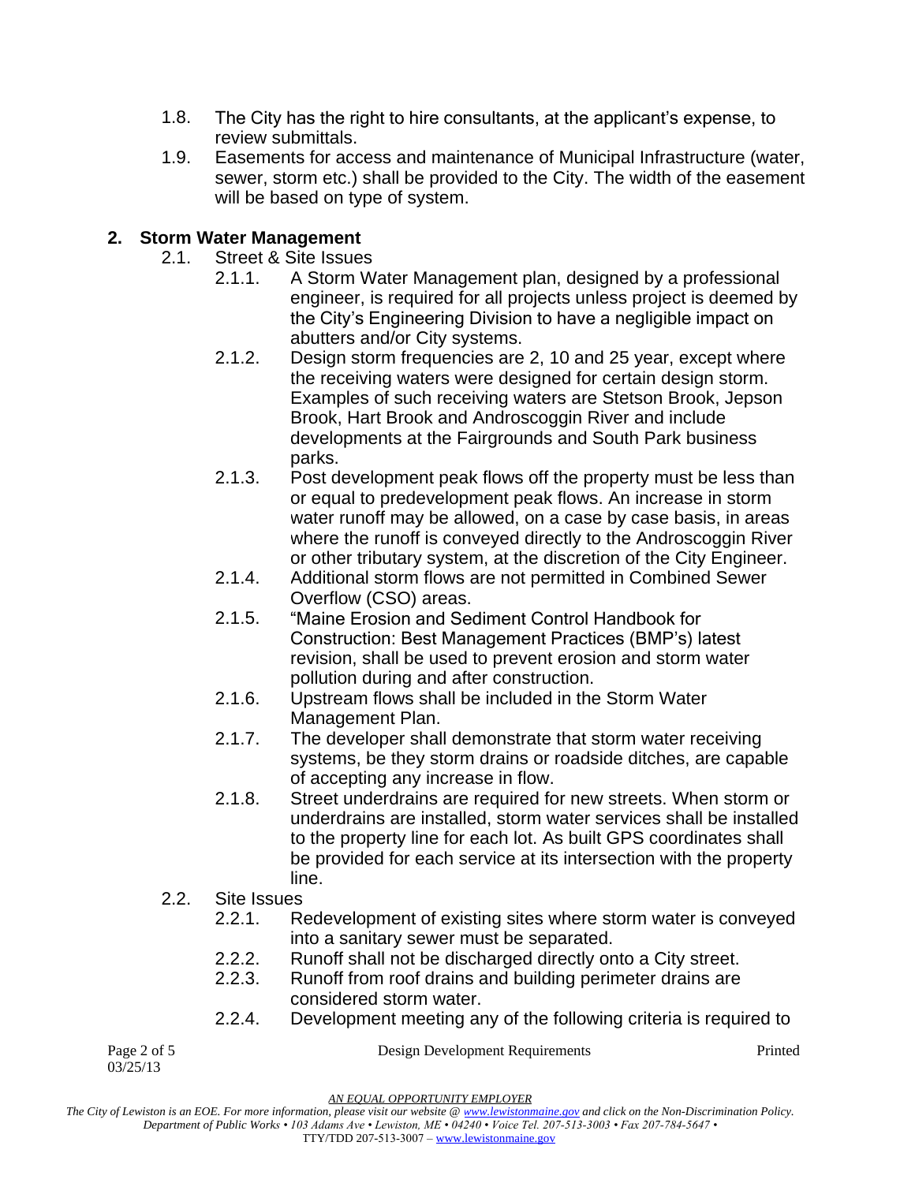1.8. The City has the right to hire consultants, at the applicant's expense, to review submittals.

1.9. Easements for access and maintenance of Municipal Infrastructure (water, sewer, storm etc.) shall be provided to the City. The width of the easement will be based on type of system.

## 2. Storm Water Management

2.1. Street & Site Issues

2.1.1. A Storm Water Management plan, designed by a professional engineer, is required for all projects unless project is deemed by the City's Engineering Division to have a negligible impact on abutters and/or City systems.

2.1.2. Design storm frequencies are 2, 10 and 25 year, except where the receiving waters were designed for certain design storm. Examples of such receiving waters are Stetson Brook, Jepson Brook, Hart Brook and Androscoggin River and include developments at the Fairgrounds and South Park business parks.

2.1.3. Post development peak flows off the property must be less than or equal to predevelopment peak flows. An increase in storm water runoff may be allowed, on a case by case basis, in areas where the runoff is conveyed directly to the Androscoggin River or other tributary system, at the discretion of the City Engineer.

2.1.4. Additional storm flows are not permitted in Combined Sewer Overflow (CSO) areas.

2.1.5. "Maine Erosion and Sediment Control Handbook for Construction: Best Management Practices (BMP's) latest revision, shall be used to prevent erosion and storm water pollution during and after construction.

2.1.6. Upstream flows shall be included in the Storm Water Management Plan.

2.1.7. The developer shall demonstrate that storm water receiving systems, be they storm drains or roadside ditches, are capable of accepting any increase in flow.

2.1.8. Street underdrains are required for new streets. When storm or underdrains are installed, storm water services shall be installed to the property line for each lot. As built GPS coordinates shall be provided for each service at its intersection with the property line.

2.2. Site Issues

2.2.1. Redevelopment of existing sites where storm water is conveyed into a sanitary sewer must be separated.

2.2.2. Runoff shall not be discharged directly onto a City street.

2.2.3. Runoff from roof drains and building perimeter drains are considered storm water.

2.2.4. Development meeting any of the following criteria is required to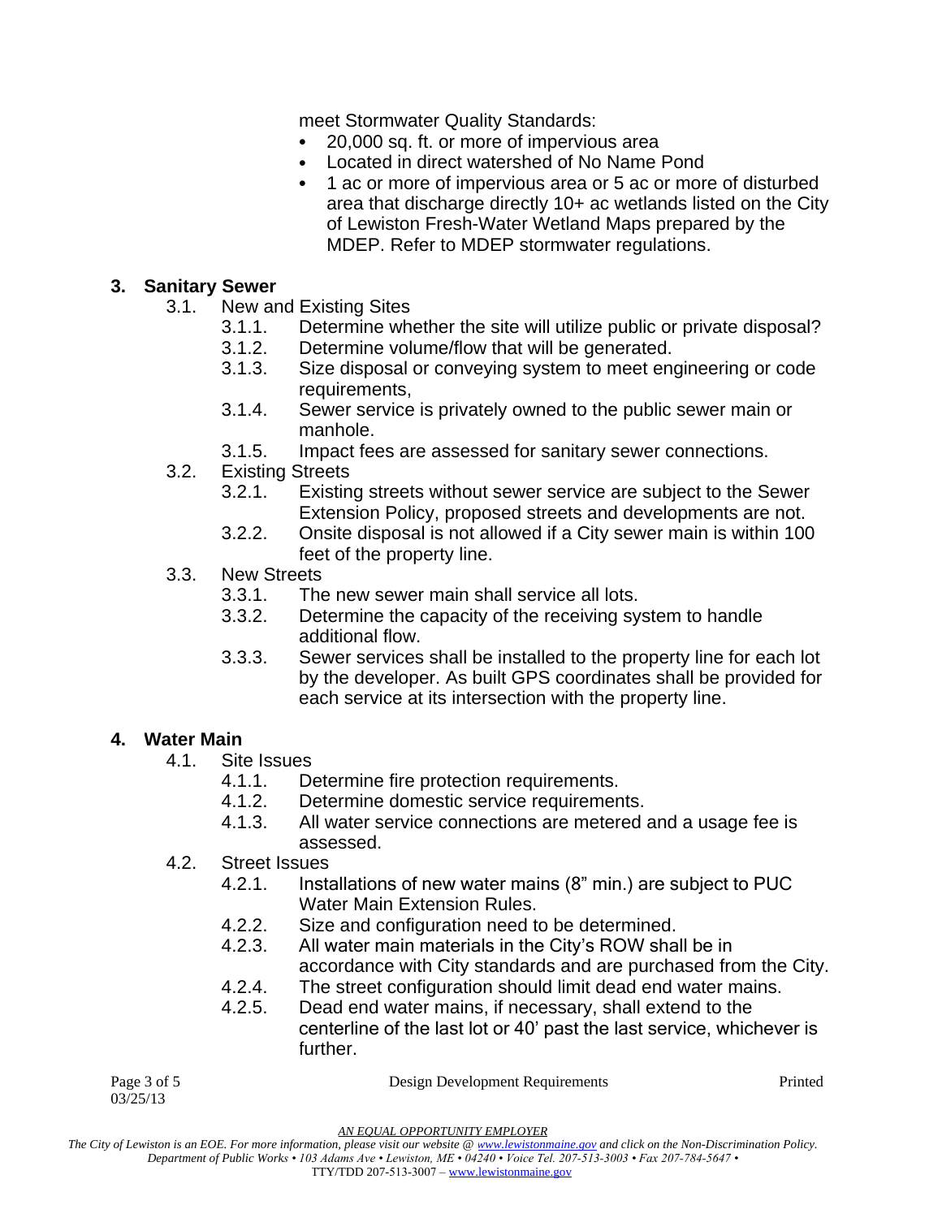meet Stormwater Quality Standards:

- 20,000 sq. ft. or more of impervious area
- Located in direct watershed of No Name Pond
- 1 ac or more of impervious area or 5 ac or more of disturbed area that discharge directly 10+ ac wetlands listed on the City of Lewiston Fresh-Water Wetland Maps prepared by the MDEP. Refer to MDEP stormwater regulations.

## 3. Sanitary Sewer

3.1. New and Existing Sites

- 3.1.1. Determine whether the site will utilize public or private disposal?
- 3.1.2. Determine volume/flow that will be generated.
- 3.1.3. Size disposal or conveying system to meet engineering or code requirements,
- 3.1.4. Sewer service is privately owned to the public sewer main or manhole.
- 3.1.5. Impact fees are assessed for sanitary sewer connections.

3.2. Existing Streets

- 3.2.1. Existing streets without sewer service are subject to the Sewer Extension Policy, proposed streets and developments are not.
- 3.2.2. Onsite disposal is not allowed if a City sewer main is within 100 feet of the property line.

3.3. New Streets

- 3.3.1. The new sewer main shall service all lots.
- 3.3.2. Determine the capacity of the receiving system to handle additional flow.
- 3.3.3. Sewer services shall be installed to the property line for each lot by the developer. As built GPS coordinates shall be provided for each service at its intersection with the property line.

## 4. Water Main

4.1. Site Issues

- 4.1.1. Determine fire protection requirements.
- 4.1.2. Determine domestic service requirements.
- 4.1.3. All water service connections are metered and a usage fee is assessed.

4.2. Street Issues

- 4.2.1. Installations of new water mains (8" min.) are subject to PUC Water Main Extension Rules.
- 4.2.2. Size and configuration need to be determined.
- 4.2.3. All water main materials in the City's ROW shall be in accordance with City standards and are purchased from the City.
- 4.2.4. The street configuration should limit dead end water mains.
- 4.2.5. Dead end water mains, if necessary, shall extend to the centerline of the last lot or 40' past the last service, whichever is further.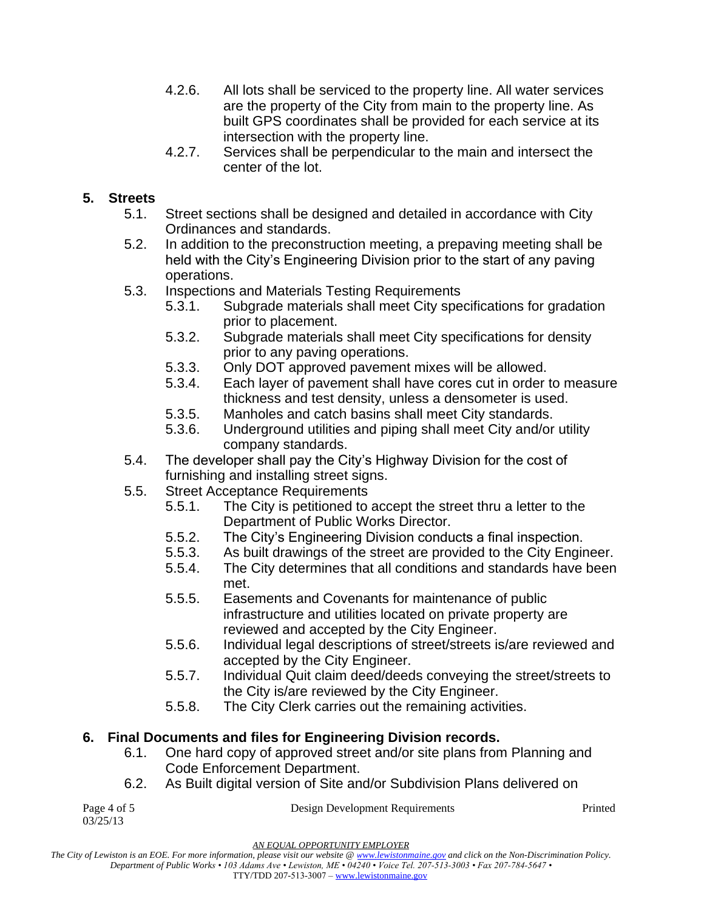4.2.6. All lots shall be serviced to the property line. All water services are the property of the City from main to the property line. As built GPS coordinates shall be provided for each service at its intersection with the property line.

4.2.7. Services shall be perpendicular to the main and intersect the center of the lot.

## 5. Streets

5.1. Street sections shall be designed and detailed in accordance with City Ordinances and standards.

5.2. In addition to the preconstruction meeting, a prepaving meeting shall be held with the City's Engineering Division prior to the start of any paving operations.

5.3. Inspections and Materials Testing Requirements

5.3.1. Subgrade materials shall meet City specifications for gradation prior to placement.

5.3.2. Subgrade materials shall meet City specifications for density prior to any paving operations.

5.3.3. Only DOT approved pavement mixes will be allowed.

5.3.4. Each layer of pavement shall have cores cut in order to measure thickness and test density, unless a densometer is used.

5.3.5. Manholes and catch basins shall meet City standards.

5.3.6. Underground utilities and piping shall meet City and/or utility company standards.

5.4. The developer shall pay the City's Highway Division for the cost of furnishing and installing street signs.

5.5. Street Acceptance Requirements

5.5.1. The City is petitioned to accept the street thru a letter to the Department of Public Works Director.

5.5.2. The City's Engineering Division conducts a final inspection.

5.5.3. As built drawings of the street are provided to the City Engineer.

5.5.4. The City determines that all conditions and standards have been met.

5.5.5. Easements and Covenants for maintenance of public infrastructure and utilities located on private property are reviewed and accepted by the City Engineer.

5.5.6. Individual legal descriptions of street/streets is/are reviewed and accepted by the City Engineer.

5.5.7. Individual Quit claim deed/deeds conveying the street/streets to the City is/are reviewed by the City Engineer.

5.5.8. The City Clerk carries out the remaining activities.

## 6. Final Documents and files for Engineering Division records.

6.1. One hard copy of approved street and/or site plans from Planning and Code Enforcement Department.

6.2. As Built digital version of Site and/or Subdivision Plans delivered on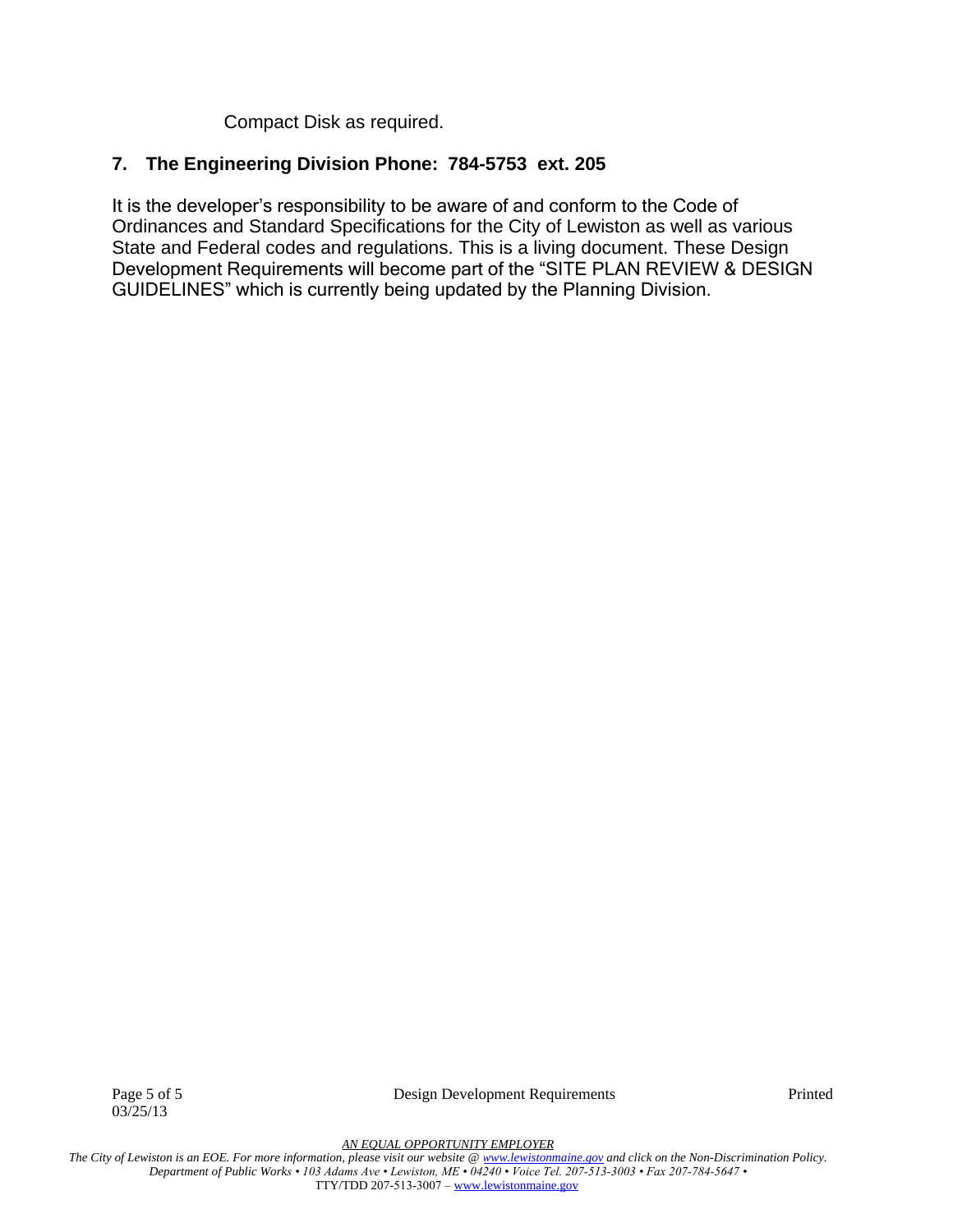Compact Disk as required.

**7. The Engineering Division Phone: 784-5753 ext. 205**

It is the developer's responsibility to be aware of and conform to the Code of Ordinances and Standard Specifications for the City of Lewiston as well as various State and Federal codes and regulations. This is a living document. These Design Development Requirements will become part of the "SITE PLAN REVIEW & DESIGN GUIDELINES" which is currently being updated by the Planning Division.